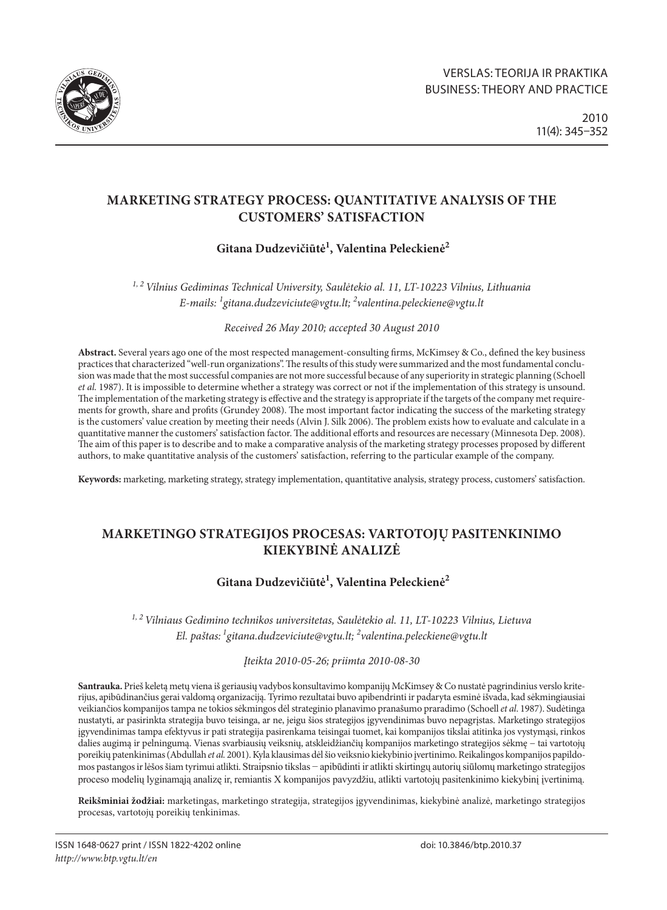# MARKETING STRATEGY PROCESS: QUANTITATIVE ANALYSIS OF THE CUSTOMERS' SATISFACTION

**Gitana Dudzevičiūtė[1], Valentina Peleckienė[2]**

*[1, 2] Vilnius Gediminas Technical University, Saulėtekio al. 11, LT-10223 Vilnius, Lithuania*
*E-mails: [1]gitana.dudzeviciute@vgtu.lt; [2]valentina.peleckiene@vgtu.lt*

*Received 26 May 2010; accepted 30 August 2010*

**Abstract.** Several years ago one of the most respected management-consulting firms, McKimsey & Co., defined the key business practices that characterized "well-run organizations". The results of this study were summarized and the most fundamental conclusion was made that the most successful companies are not more successful because of any superiority in strategic planning (Schoell *et al.* 1987). It is impossible to determine whether a strategy was correct or not if the implementation of this strategy is unsound. The implementation of the marketing strategy is effective and the strategy is appropriate if the targets of the company met requirements for growth, share and profits (Grundey 2008). The most important factor indicating the success of the marketing strategy is the customers' value creation by meeting their needs (Alvin J. Silk 2006). The problem exists how to evaluate and calculate in a quantitative manner the customers' satisfaction factor. The additional efforts and resources are necessary (Minnesota Dep. 2008). The aim of this paper is to describe and to make a comparative analysis of the marketing strategy processes proposed by different authors, to make quantitative analysis of the customers' satisfaction, referring to the particular example of the company.

**Keywords:** marketing, marketing strategy, strategy implementation, quantitative analysis, strategy process, customers' satisfaction.

# MARKETINGO STRATEGIJOS PROCESAS: VARTOTOJŲ PASITENKINIMO KIEKYBINĖ ANALIZĖ

**Gitana Dudzevičiūtė[1], Valentina Peleckienė[2]**

*[1, 2] Vilniaus Gedimino technikos universitetas, Saulėtekio al. 11, LT-10223 Vilnius, Lietuva*
*El. paštas: [1]gitana.dudzeviciute@vgtu.lt; [2]valentina.peleckiene@vgtu.lt*

*Įteikta 2010-05-26; priimta 2010-08-30*

**Santrauka.** Prieš keletą metų viena iš geriausių vadybos konsultavimo kompanijų McKimsey & Co nustatė pagrindinius verslo kriterijus, apibūdinančius gerai valdomą organizaciją. Tyrimo rezultatai buvo apibendrinti ir padaryta esminė išvada, kad sėkmingiausiai veikiančios kompanijos tampa ne tokios sėkmingos dėl strateginio planavimo pranašumo praradimo (Schoell *et al.* 1987). Sudėtinga nustatyti, ar pasirinkta strategija buvo teisinga, ar ne, jeigu šios strategijos įgyvendinimas buvo nepagrįstas. Marketingo strategijos įgyvendinimas tampa efektyvus ir pati strategija pasirenkama teisingai tuomet, kai kompanijos tikslai atitinka jos vystymąsi, rinkos dalies augimą ir pelningumą. Vienas svarbiausių veiksnių, atskleidžiančių kompanijos marketingo strategijos sėkmę – tai vartotojų poreikių patenkinimas (Abdullah *et al.* 2001). Kyla klausimas dėl šio veiksnio kiekybinio įvertinimo. Reikalingos kompanijos papildomos pastangos ir lėšos šiam tyrimui atlikti. Straipsnio tikslas – apibūdinti ir atlikti skirtingų autorių siūlomų marketingo strategijos proceso modelių lyginamąją analizę ir, remiantis X kompanijos pavyzdžiu, atlikti vartotojų pasitenkinimo kiekybinį įvertinimą.

**Reikšminiai žodžiai:** marketingas, marketingo strategija, strategijos įgyvendinimas, kiekybinė analizė, marketingo strategijos procesas, vartotojų poreikių tenkinimas.

ISSN 1648-0627 print / ISSN 1822-4202 online
*http://www.btp.vgtu.lt/en*

doi: 10.3846/btp.2010.37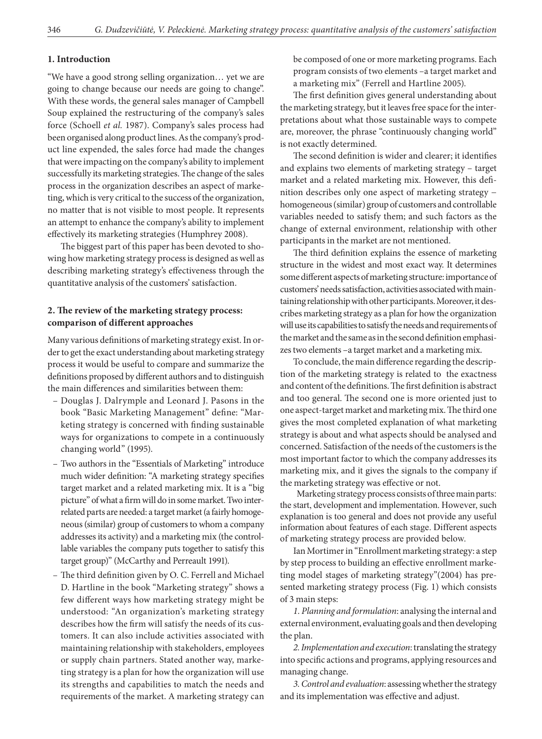## 1. Introduction

"We have a good strong selling organization… yet we are going to change because our needs are going to change". With these words, the general sales manager of Campbell Soup explained the restructuring of the company's sales force (Schoell *et al.* 1987). Company's sales process had been organised along product lines. As the company's product line expended, the sales force had made the changes that were impacting on the company's ability to implement successfully its marketing strategies. The change of the sales process in the organization describes an aspect of marketing, which is very critical to the success of the organization, no matter that is not visible to most people. It represents an attempt to enhance the company's ability to implement effectively its marketing strategies (Humphrey 2008).

The biggest part of this paper has been devoted to showing how marketing strategy process is designed as well as describing marketing strategy's effectiveness through the quantitative analysis of the customers' satisfaction.

## 2. The review of the marketing strategy process: comparison of different approaches

Many various definitions of marketing strategy exist. In order to get the exact understanding about marketing strategy process it would be useful to compare and summarize the definitions proposed by different authors and to distinguish the main differences and similarities between them:

- Douglas J. Dalrymple and Leonard J. Pasons in the book "Basic Marketing Management" define: "Marketing strategy is concerned with finding sustainable ways for organizations to compete in a continuously changing world" (1995).
- Two authors in the "Essentials of Marketing" introduce much wider definition: "A marketing strategy specifies target market and a related marketing mix. It is a "big picture" of what a firm will do in some market. Two interrelated parts are needed: a target market (a fairly homogeneous (similar) group of customers to whom a company addresses its activity) and a marketing mix (the controllable variables the company puts together to satisfy this target group)" (McCarthy and Perreault 1991).
- The third definition given by O. C. Ferrell and Michael D. Hartline in the book "Marketing strategy" shows a few different ways how marketing strategy might be understood: "An organization's marketing strategy describes how the firm will satisfy the needs of its customers. It can also include activities associated with maintaining relationship with stakeholders, employees or supply chain partners. Stated another way, marketing strategy is a plan for how the organization will use its strengths and capabilities to match the needs and requirements of the market. A marketing strategy can be composed of one or more marketing programs. Each program consists of two elements –a target market and a marketing mix" (Ferrell and Hartline 2005).

The first definition gives general understanding about the marketing strategy, but it leaves free space for the interpretations about what those sustainable ways to compete are, moreover, the phrase "continuously changing world" is not exactly determined.

The second definition is wider and clearer; it identifies and explains two elements of marketing strategy – target market and a related marketing mix. However, this definition describes only one aspect of marketing strategy – homogeneous (similar) group of customers and controllable variables needed to satisfy them; and such factors as the change of external environment, relationship with other participants in the market are not mentioned.

The third definition explains the essence of marketing structure in the widest and most exact way. It determines some different aspects of marketing structure: importance of customers' needs satisfaction, activities associated with maintaining relationship with other participants. Moreover, it describes marketing strategy as a plan for how the organization will use its capabilities to satisfy the needs and requirements of the market and the same as in the second definition emphasizes two elements –a target market and a marketing mix.

To conclude, the main difference regarding the description of the marketing strategy is related to the exactness and content of the definitions. The first definition is abstract and too general. The second one is more oriented just to one aspect-target market and marketing mix. The third one gives the most completed explanation of what marketing strategy is about and what aspects should be analysed and concerned. Satisfaction of the needs of the customers is the most important factor to which the company addresses its marketing mix, and it gives the signals to the company if the marketing strategy was effective or not.

Marketing strategy process consists of three main parts: the start, development and implementation. However, such explanation is too general and does not provide any useful information about features of each stage. Different aspects of marketing strategy process are provided below.

Ian Mortimer in "Enrollment marketing strategy: a step by step process to building an effective enrollment marketing model stages of marketing strategy"(2004) has presented marketing strategy process (Fig. 1) which consists of 3 main steps:

*1. Planning and formulation*: analysing the internal and external environment, evaluating goals and then developing the plan.

*2. Implementation and execution*: translating the strategy into specific actions and programs, applying resources and managing change.

*3. Control and evaluation*: assessing whether the strategy and its implementation was effective and adjust.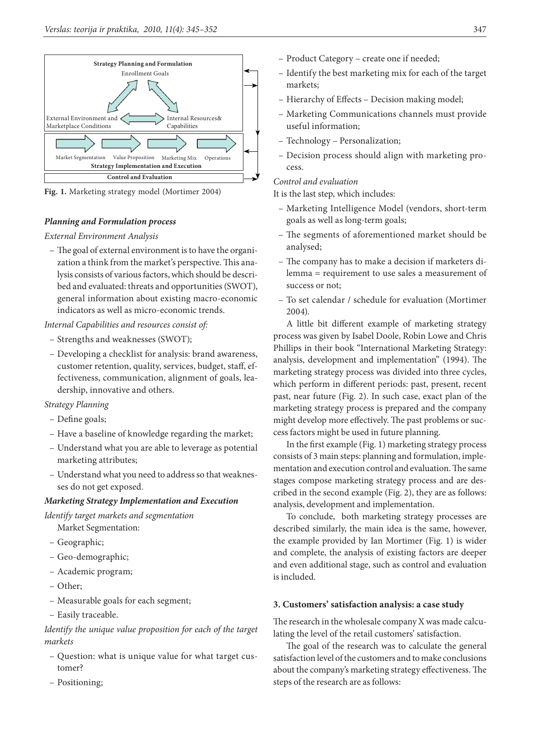Strategy Planning and Formulation

Enrollment Goals

External Environment and Marketplace Conditions

Internal Resources& Capabilities

Market Segmentation　Value Proposition　Marketing Mix　Operations

Strategy Implementation and Execution

Control and Evaluation

**Fig. 1.** Marketing strategy model (Mortimer 2004)

***Planning and Formulation process***

*External Environment Analysis*

- The goal of external environment is to have the organization a think from the market's perspective. This analysis consists of various factors, which should be described and evaluated: threats and opportunities (SWOT), general information about existing macro-economic indicators as well as micro-economic trends.

*Internal Capabilities and resources consist of:*

- Strengths and weaknesses (SWOT);
- Developing a checklist for analysis: brand awareness, customer retention, quality, services, budget, staff, effectiveness, communication, alignment of goals, leadership, innovative and others.

*Strategy Planning*

- Define goals;
- Have a baseline of knowledge regarding the market;
- Understand what you are able to leverage as potential marketing attributes;
- Understand what you need to address so that weaknesses do not get exposed.

***Marketing Strategy Implementation and Execution***

*Identify target markets and segmentation*

Market Segmentation:

- Geographic;
- Geo-demographic;
- Academic program;
- Other;
- Measurable goals for each segment;
- Easily traceable.

*Identify the unique value proposition for each of the target markets*

- Question: what is unique value for what target customer?
- Positioning;
- Product Category – create one if needed;
- Identify the best marketing mix for each of the target markets;
- Hierarchy of Effects – Decision making model;
- Marketing Communications channels must provide useful information;
- Technology – Personalization;
- Decision process should align with marketing process.

*Control and evaluation*

It is the last step, which includes:

- Marketing Intelligence Model (vendors, short-term goals as well as long-term goals;
- The segments of aforementioned market should be analysed;
- The company has to make a decision if marketers dilemma = requirement to use sales a measurement of success or not;
- To set calendar / schedule for evaluation (Mortimer 2004).

A little bit different example of marketing strategy process was given by Isabel Doole, Robin Lowe and Chris Phillips in their book "International Marketing Strategy: analysis, development and implementation" (1994). The marketing strategy process was divided into three cycles, which perform in different periods: past, present, recent past, near future (Fig. 2). In such case, exact plan of the marketing strategy process is prepared and the company might develop more effectively. The past problems or success factors might be used in future planning.

In the first example (Fig. 1) marketing strategy process consists of 3 main steps: planning and formulation, implementation and execution control and evaluation. The same stages compose marketing strategy process and are described in the second example (Fig. 2), they are as follows: analysis, development and implementation.

To conclude, both marketing strategy processes are described similarly, the main idea is the same, however, the example provided by Ian Mortimer (Fig. 1) is wider and complete, the analysis of existing factors are deeper and even additional stage, such as control and evaluation is included.

### 3. Customers' satisfaction analysis: a case study

The research in the wholesale company X was made calculating the level of the retail customers' satisfaction.

The goal of the research was to calculate the general satisfaction level of the customers and to make conclusions about the company's marketing strategy effectiveness. The steps of the research are as follows: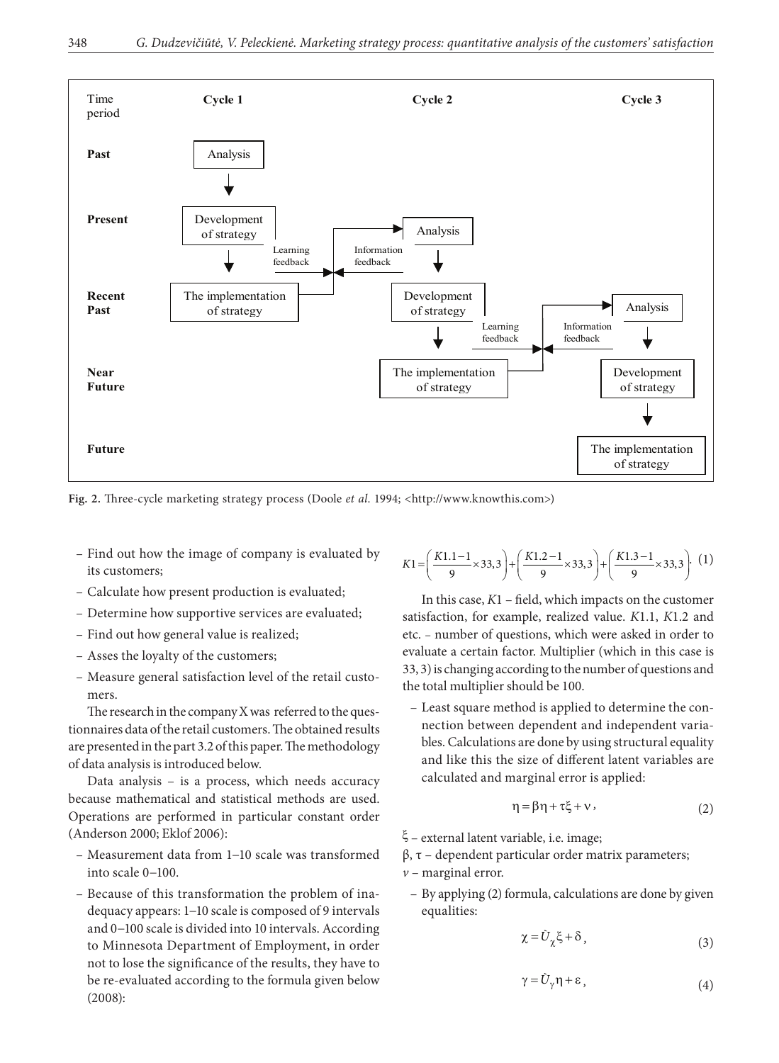| Time period | Cycle 1 | Cycle 2 | Cycle 3 |
| --- | --- | --- | --- |
| **Past** | Analysis | | |
| **Present** | Development of strategy | Analysis | |
| **Recent Past** | The implementation of strategy | Development of strategy | Analysis |
| **Near Future** | | The implementation of strategy | Development of strategy |
| **Future** | | | The implementation of strategy |

(Between cycles: Learning feedback; Information feedback)

**Fig. 2.** Three-cycle marketing strategy process (Doole *et al.* 1994; <http://www.knowthis.com>)

- Find out how the image of company is evaluated by its customers;
- Calculate how present production is evaluated;
- Determine how supportive services are evaluated;
- Find out how general value is realized;
- Asses the loyalty of the customers;
- Measure general satisfaction level of the retail customers.

The research in the company X was referred to the questionnaires data of the retail customers. The obtained results are presented in the part 3.2 of this paper. The methodology of data analysis is introduced below.

Data analysis – is a process, which needs accuracy because mathematical and statistical methods are used. Operations are performed in particular constant order (Anderson 2000; Eklof 2006):

- Measurement data from 1–10 scale was transformed into scale 0–100.
- Because of this transformation the problem of inadequacy appears: 1–10 scale is composed of 9 intervals and 0–100 scale is divided into 10 intervals. According to Minnesota Department of Employment, in order not to lose the significance of the results, they have to be re-evaluated according to the formula given below (2008):

$$K1=\left(\frac{K1.1-1}{9}\times 33{,}3\right)+\left(\frac{K1.2-1}{9}\times 33{,}3\right)+\left(\frac{K1.3-1}{9}\times 33{,}3\right). \quad (1)$$

In this case, $K1$ – field, which impacts on the customer satisfaction, for example, realized value. $K1.1$, $K1.2$ and etc. – number of questions, which were asked in order to evaluate a certain factor. Multiplier (which in this case is 33, 3) is changing according to the number of questions and the total multiplier should be 100.

- Least square method is applied to determine the connection between dependent and independent variables. Calculations are done by using structural equality and like this the size of different latent variables are calculated and marginal error is applied:

$$\eta=\beta\eta+\tau\xi+\nu, \quad (2)$$

$\xi$ – external latent variable, i.e. image;

$\beta$, $\tau$ – dependent particular order matrix parameters;

$\nu$ – marginal error.

- By applying (2) formula, calculations are done by given equalities:

$$\chi=\grave{U}_{\chi}\xi+\delta, \quad (3)$$

$$\gamma=\grave{U}_{\gamma}\eta+\varepsilon, \quad (4)$$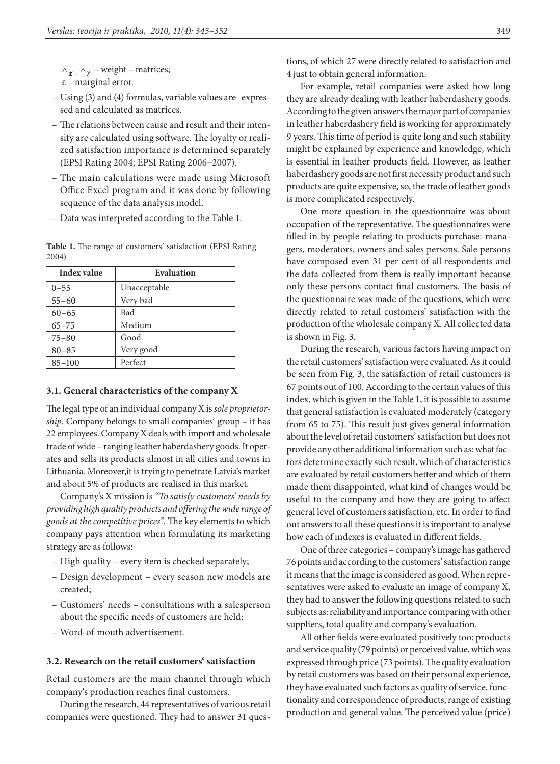$\wedge_{\chi}$, $\wedge_{\gamma}$ – weight – matrices;

$\varepsilon$ – marginal error.

- Using (3) and (4) formulas, variable values are expressed and calculated as matrices.
- The relations between cause and result and their intensity are calculated using software. The loyalty or realized satisfaction importance is determined separately (EPSI Rating 2004; EPSI Rating 2006–2007).
- The main calculations were made using Microsoft Office Excel program and it was done by following sequence of the data analysis model.
- Data was interpreted according to the Table 1.

**Table 1.** The range of customers' satisfaction (EPSI Rating 2004)

| Index value | Evaluation |
|---|---|
| 0–55 | Unacceptable |
| 55–60 | Very bad |
| 60–65 | Bad |
| 65–75 | Medium |
| 75–80 | Good |
| 80–85 | Very good |
| 85–100 | Perfect |

### 3.1. General characteristics of the company X

The legal type of an individual company X is *sole proprietorship*. Company belongs to small companies' group – it has 22 employees. Company X deals with import and wholesale trade of wide – ranging leather haberdashery goods. It operates and sells its products almost in all cities and towns in Lithuania. Moreover,it is trying to penetrate Latvia's market and about 5% of products are realised in this market.

Company's X mission is *"To satisfy customers' needs by providing high quality products and offering the wide range of goods at the competitive prices"*. The key elements to which company pays attention when formulating its marketing strategy are as follows:

- High quality – every item is checked separately;
- Design development – every season new models are created;
- Customers' needs – consultations with a salesperson about the specific needs of customers are held;
- Word-of-mouth advertisement.

### 3.2. Research on the retail customers' satisfaction

Retail customers are the main channel through which company's production reaches final customers.

During the research, 44 representatives of various retail companies were questioned. They had to answer 31 questions, of which 27 were directly related to satisfaction and 4 just to obtain general information.

For example, retail companies were asked how long they are already dealing with leather haberdashery goods. According to the given answers the major part of companies in leather haberdashery field is working for approximately 9 years. This time of period is quite long and such stability might be explained by experience and knowledge, which is essential in leather products field. However, as leather haberdashery goods are not first necessity product and such products are quite expensive, so, the trade of leather goods is more complicated respectively.

One more question in the questionnaire was about occupation of the representative. The questionnaires were filled in by people relating to products purchase: managers, moderators, owners and sales persons. Sale persons have composed even 31 per cent of all respondents and the data collected from them is really important because only these persons contact final customers. The basis of the questionnaire was made of the questions, which were directly related to retail customers' satisfaction with the production of the wholesale company X. All collected data is shown in Fig. 3.

During the research, various factors having impact on the retail customers' satisfaction were evaluated. As it could be seen from Fig. 3, the satisfaction of retail customers is 67 points out of 100. According to the certain values of this index, which is given in the Table 1, it is possible to assume that general satisfaction is evaluated moderately (category from 65 to 75). This result just gives general information about the level of retail customers' satisfaction but does not provide any other additional information such as: what factors determine exactly such result, which of characteristics are evaluated by retail customers better and which of them made them disappointed, what kind of changes would be useful to the company and how they are going to affect general level of customers satisfaction, etc. In order to find out answers to all these questions it is important to analyse how each of indexes is evaluated in different fields.

One of three categories – company's image has gathered 76 points and according to the customers' satisfaction range it means that the image is considered as good. When representatives were asked to evaluate an image of company X, they had to answer the following questions related to such subjects as: reliability and importance comparing with other suppliers, total quality and company's evaluation.

All other fields were evaluated positively too: products and service quality (79 points) or perceived value, which was expressed through price (73 points). The quality evaluation by retail customers was based on their personal experience, they have evaluated such factors as quality of service, functionality and correspondence of products, range of existing production and general value. The perceived value (price)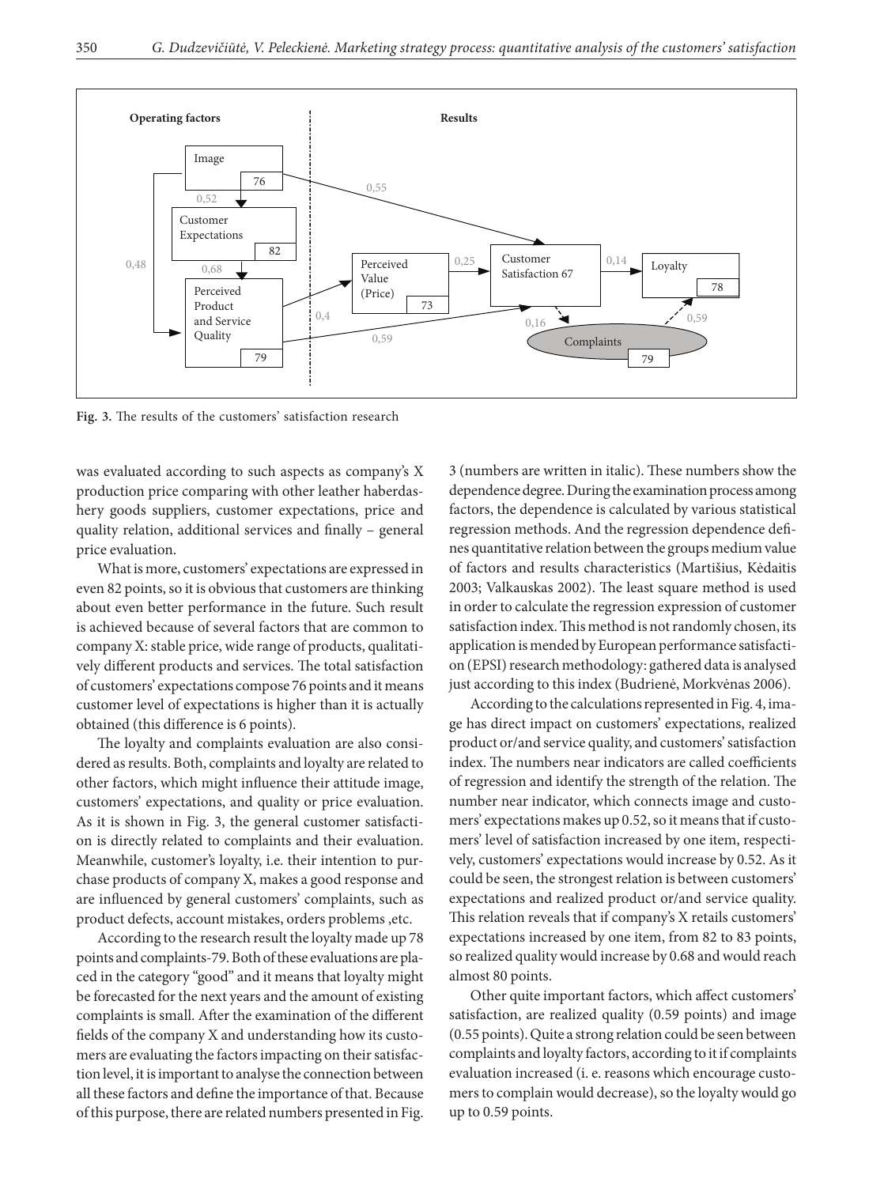Fig. 3. The results of the customers' satisfaction research

was evaluated according to such aspects as company's X production price comparing with other leather haberdashery goods suppliers, customer expectations, price and quality relation, additional services and finally – general price evaluation.

What is more, customers' expectations are expressed in even 82 points, so it is obvious that customers are thinking about even better performance in the future. Such result is achieved because of several factors that are common to company X: stable price, wide range of products, qualitatively different products and services. The total satisfaction of customers' expectations compose 76 points and it means customer level of expectations is higher than it is actually obtained (this difference is 6 points).

The loyalty and complaints evaluation are also considered as results. Both, complaints and loyalty are related to other factors, which might influence their attitude image, customers' expectations, and quality or price evaluation. As it is shown in Fig. 3, the general customer satisfaction is directly related to complaints and their evaluation. Meanwhile, customer's loyalty, i.e. their intention to purchase products of company X, makes a good response and are influenced by general customers' complaints, such as product defects, account mistakes, orders problems ,etc.

According to the research result the loyalty made up 78 points and complaints-79. Both of these evaluations are placed in the category "good" and it means that loyalty might be forecasted for the next years and the amount of existing complaints is small. After the examination of the different fields of the company X and understanding how its customers are evaluating the factors impacting on their satisfaction level, it is important to analyse the connection between all these factors and define the importance of that. Because of this purpose, there are related numbers presented in Fig. 3 (numbers are written in italic). These numbers show the dependence degree. During the examination process among factors, the dependence is calculated by various statistical regression methods. And the regression dependence defines quantitative relation between the groups medium value of factors and results characteristics (Martišius, Kėdaitis 2003; Valkauskas 2002). The least square method is used in order to calculate the regression expression of customer satisfaction index. This method is not randomly chosen, its application is mended by European performance satisfaction (EPSI) research methodology: gathered data is analysed just according to this index (Budrienė, Morkvėnas 2006).

According to the calculations represented in Fig. 4, image has direct impact on customers' expectations, realized product or/and service quality, and customers' satisfaction index. The numbers near indicators are called coefficients of regression and identify the strength of the relation. The number near indicator, which connects image and customers' expectations makes up 0.52, so it means that if customers' level of satisfaction increased by one item, respectively, customers' expectations would increase by 0.52. As it could be seen, the strongest relation is between customers' expectations and realized product or/and service quality. This relation reveals that if company's X retails customers' expectations increased by one item, from 82 to 83 points, so realized quality would increase by 0.68 and would reach almost 80 points.

Other quite important factors, which affect customers' satisfaction, are realized quality (0.59 points) and image (0.55 points). Quite a strong relation could be seen between complaints and loyalty factors, according to it if complaints evaluation increased (i. e. reasons which encourage customers to complain would decrease), so the loyalty would go up to 0.59 points.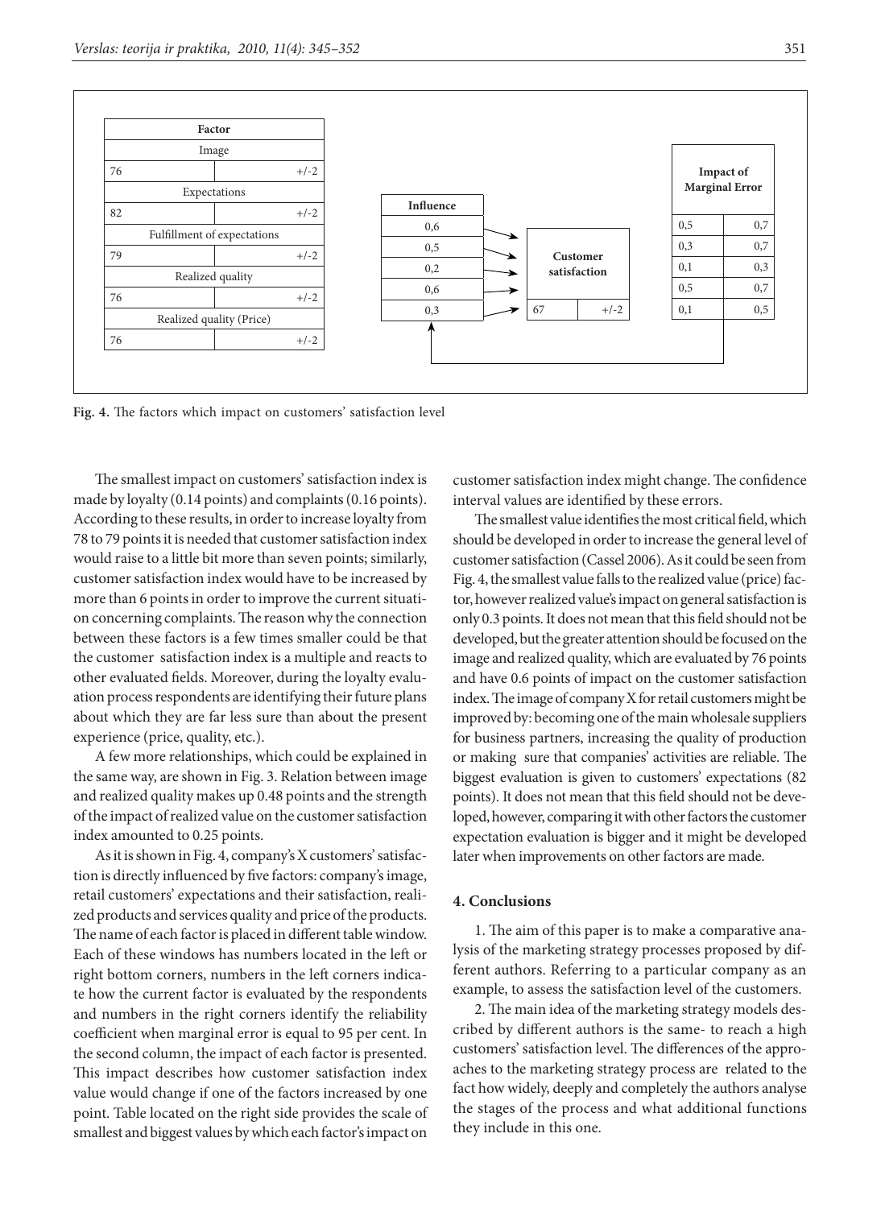| Factor | |
|---|---|
| Image | |
| 76 | +/-2 |
| Expectations | |
| 82 | +/-2 |
| Fulfillment of expectations | |
| 79 | +/-2 |
| Realized quality | |
| 76 | +/-2 |
| Realized quality (Price) | |
| 76 | +/-2 |

| Influence |
|---|
| 0,6 |
| 0,5 |
| 0,2 |
| 0,6 |
| 0,3 |

| Customer satisfaction | |
|---|---|
| 67 | +/-2 |

| Impact of Marginal Error | |
|---|---|
| 0,5 | 0,7 |
| 0,3 | 0,7 |
| 0,1 | 0,3 |
| 0,5 | 0,7 |
| 0,1 | 0,5 |

**Fig. 4.** The factors which impact on customers' satisfaction level

The smallest impact on customers' satisfaction index is made by loyalty (0.14 points) and complaints (0.16 points). According to these results, in order to increase loyalty from 78 to 79 points it is needed that customer satisfaction index would raise to a little bit more than seven points; similarly, customer satisfaction index would have to be increased by more than 6 points in order to improve the current situation concerning complaints. The reason why the connection between these factors is a few times smaller could be that the customer satisfaction index is a multiple and reacts to other evaluated fields. Moreover, during the loyalty evaluation process respondents are identifying their future plans about which they are far less sure than about the present experience (price, quality, etc.).

A few more relationships, which could be explained in the same way, are shown in Fig. 3. Relation between image and realized quality makes up 0.48 points and the strength of the impact of realized value on the customer satisfaction index amounted to 0.25 points.

As it is shown in Fig. 4, company's X customers' satisfaction is directly influenced by five factors: company's image, retail customers' expectations and their satisfaction, realized products and services quality and price of the products. The name of each factor is placed in different table window. Each of these windows has numbers located in the left or right bottom corners, numbers in the left corners indicate how the current factor is evaluated by the respondents and numbers in the right corners identify the reliability coefficient when marginal error is equal to 95 per cent. In the second column, the impact of each factor is presented. This impact describes how customer satisfaction index value would change if one of the factors increased by one point. Table located on the right side provides the scale of smallest and biggest values by which each factor's impact on customer satisfaction index might change. The confidence interval values are identified by these errors.

The smallest value identifies the most critical field, which should be developed in order to increase the general level of customer satisfaction (Cassel 2006). As it could be seen from Fig. 4, the smallest value falls to the realized value (price) factor, however realized value's impact on general satisfaction is only 0.3 points. It does not mean that this field should not be developed, but the greater attention should be focused on the image and realized quality, which are evaluated by 76 points and have 0.6 points of impact on the customer satisfaction index. The image of company X for retail customers might be improved by: becoming one of the main wholesale suppliers for business partners, increasing the quality of production or making sure that companies' activities are reliable. The biggest evaluation is given to customers' expectations (82 points). It does not mean that this field should not be developed, however, comparing it with other factors the customer expectation evaluation is bigger and it might be developed later when improvements on other factors are made.

## 4. Conclusions

1. The aim of this paper is to make a comparative analysis of the marketing strategy processes proposed by different authors. Referring to a particular company as an example, to assess the satisfaction level of the customers.

2. The main idea of the marketing strategy models described by different authors is the same- to reach a high customers' satisfaction level. The differences of the approaches to the marketing strategy process are related to the fact how widely, deeply and completely the authors analyse the stages of the process and what additional functions they include in this one.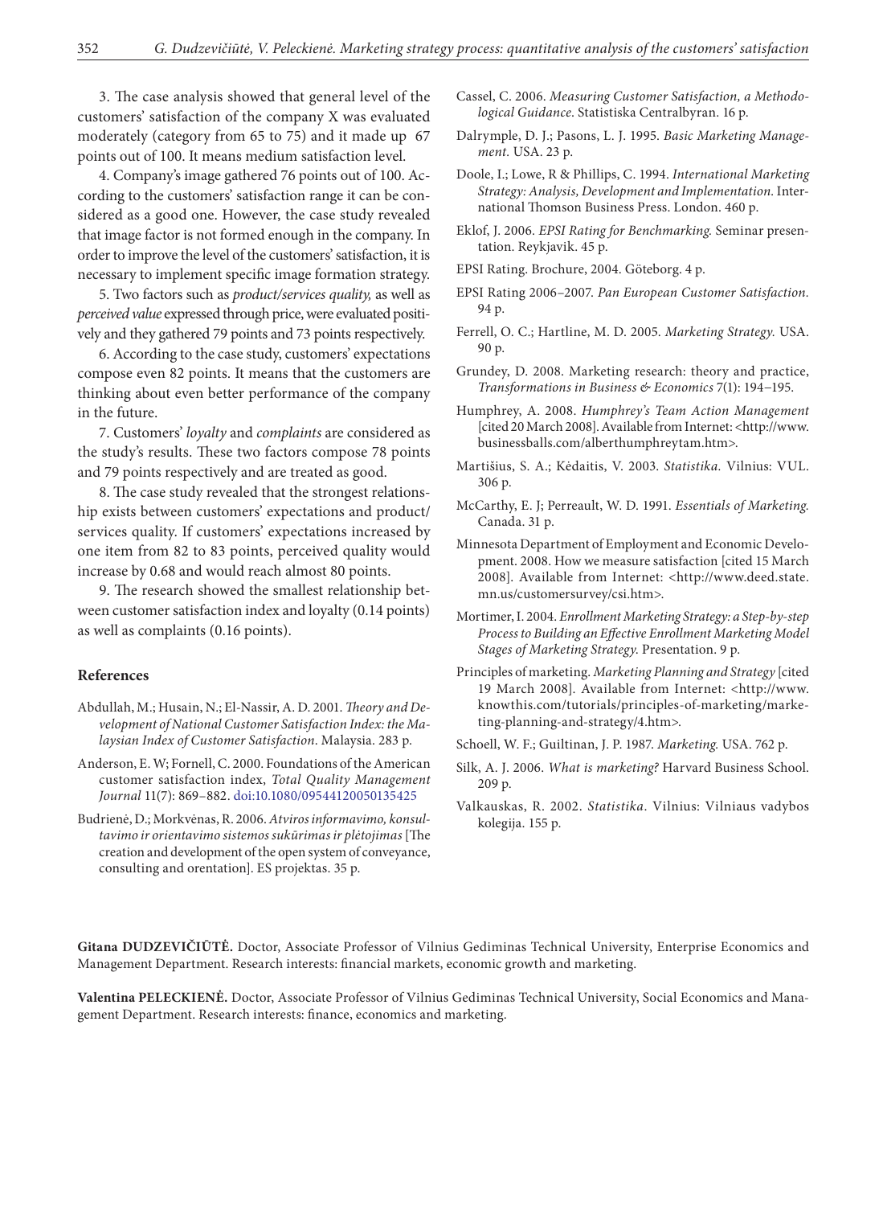3. The case analysis showed that general level of the customers' satisfaction of the company X was evaluated moderately (category from 65 to 75) and it made up 67 points out of 100. It means medium satisfaction level.

4. Company's image gathered 76 points out of 100. According to the customers' satisfaction range it can be considered as a good one. However, the case study revealed that image factor is not formed enough in the company. In order to improve the level of the customers' satisfaction, it is necessary to implement specific image formation strategy.

5. Two factors such as *product/services quality,* as well as *perceived value* expressed through price, were evaluated positively and they gathered 79 points and 73 points respectively.

6. According to the case study, customers' expectations compose even 82 points. It means that the customers are thinking about even better performance of the company in the future.

7. Customers' *loyalty* and *complaints* are considered as the study's results. These two factors compose 78 points and 79 points respectively and are treated as good.

8. The case study revealed that the strongest relationship exists between customers' expectations and product/services quality. If customers' expectations increased by one item from 82 to 83 points, perceived quality would increase by 0.68 and would reach almost 80 points.

9. The research showed the smallest relationship between customer satisfaction index and loyalty (0.14 points) as well as complaints (0.16 points).

## References

Abdullah, M.; Husain, N.; El-Nassir, A. D. 2001. *Theory and Development of National Customer Satisfaction Index: the Malaysian Index of Customer Satisfaction.* Malaysia. 283 p.

Anderson, E. W; Fornell, C. 2000. Foundations of the American customer satisfaction index, *Total Quality Management Journal* 11(7): 869–882. doi:10.1080/09544120050135425

Budrienė, D.; Morkvėnas, R. 2006. *Atviros informavimo, konsultavimo ir orientavimo sistemos sukūrimas ir plėtojimas* [The creation and development of the open system of conveyance, consulting and orentation]. ES projektas. 35 p.

Cassel, C. 2006. *Measuring Customer Satisfaction, a Methodological Guidance*. Statistiska Centralbyran. 16 p.

Dalrymple, D. J.; Pasons, L. J. 1995. *Basic Marketing Management*. USA. 23 p.

Doole, I.; Lowe, R & Phillips, C. 1994. *International Marketing Strategy: Analysis, Development and Implementation*. International Thomson Business Press. London. 460 p.

Eklof, J. 2006. *EPSI Rating for Benchmarking.* Seminar presentation. Reykjavik. 45 p.

EPSI Rating. Brochure, 2004. Göteborg. 4 p.

EPSI Rating 2006–2007. *Pan European Customer Satisfaction.* 94 p.

Ferrell, O. C.; Hartline, M. D. 2005. *Marketing Strategy.* USA. 90 p.

Grundey, D. 2008. Marketing research: theory and practice, *Transformations in Business & Economics* 7(1): 194–195.

Humphrey, A. 2008. *Humphrey's Team Action Management* [cited 20 March 2008]. Available from Internet: <http://www.businessballs.com/alberthumphreytam.htm>.

Martišius, S. A.; Kėdaitis, V. 2003. *Statistika.* Vilnius: VUL. 306 p.

McCarthy, E. J; Perreault, W. D. 1991. *Essentials of Marketing.* Canada. 31 p.

Minnesota Department of Employment and Economic Development. 2008. How we measure satisfaction [cited 15 March 2008]. Available from Internet: <http://www.deed.state.mn.us/customersurvey/csi.htm>.

Mortimer, I. 2004. *Enrollment Marketing Strategy: a Step-by-step Process to Building an Effective Enrollment Marketing Model Stages of Marketing Strategy.* Presentation. 9 p.

Principles of marketing. *Marketing Planning and Strategy* [cited 19 March 2008]. Available from Internet: <http://www.knowthis.com/tutorials/principles-of-marketing/marketing-planning-and-strategy/4.htm>.

Schoell, W. F.; Guiltinan, J. P. 1987. *Marketing.* USA. 762 p.

Silk, A. J. 2006. *What is marketing?* Harvard Business School. 209 p.

Valkauskas, R. 2002. *Statistika*. Vilnius: Vilniaus vadybos kolegija. 155 p.

**Gitana DUDZEVIČIŪTĖ.** Doctor, Associate Professor of Vilnius Gediminas Technical University, Enterprise Economics and Management Department. Research interests: financial markets, economic growth and marketing.

**Valentina PELECKIENĖ.** Doctor, Associate Professor of Vilnius Gediminas Technical University, Social Economics and Management Department. Research interests: finance, economics and marketing.